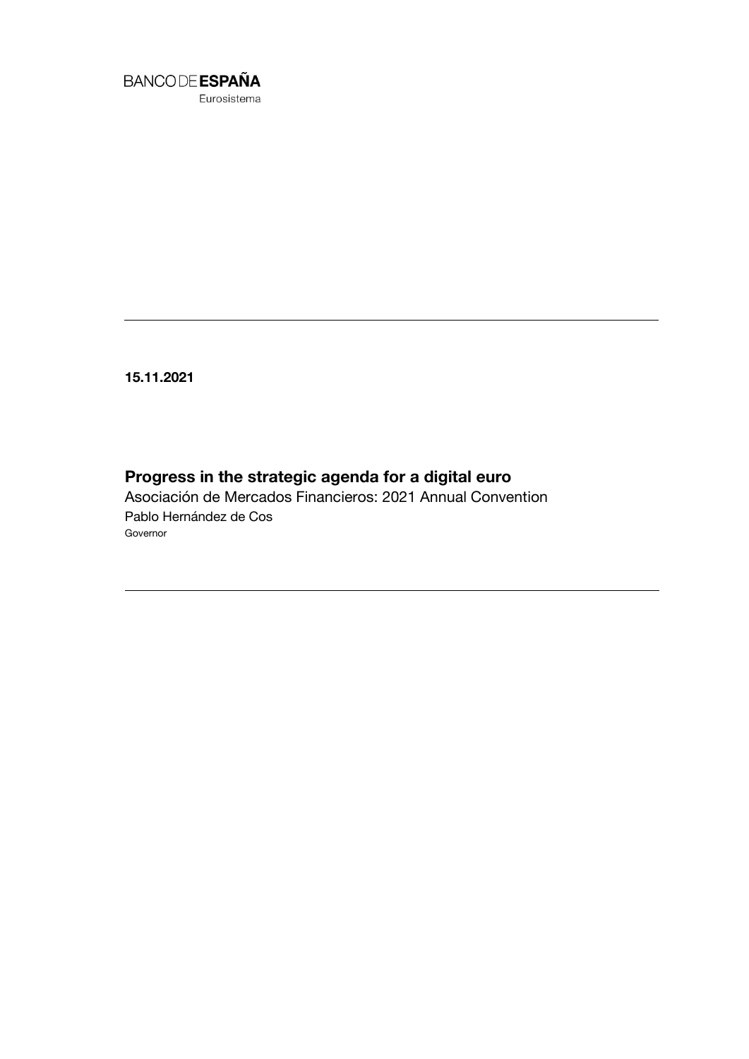BANCO DE **ESPAÑA**
Eurosistema

**15.11.2021**

# Progress in the strategic agenda for a digital euro

Asociación de Mercados Financieros: 2021 Annual Convention

Pablo Hernández de Cos

Governor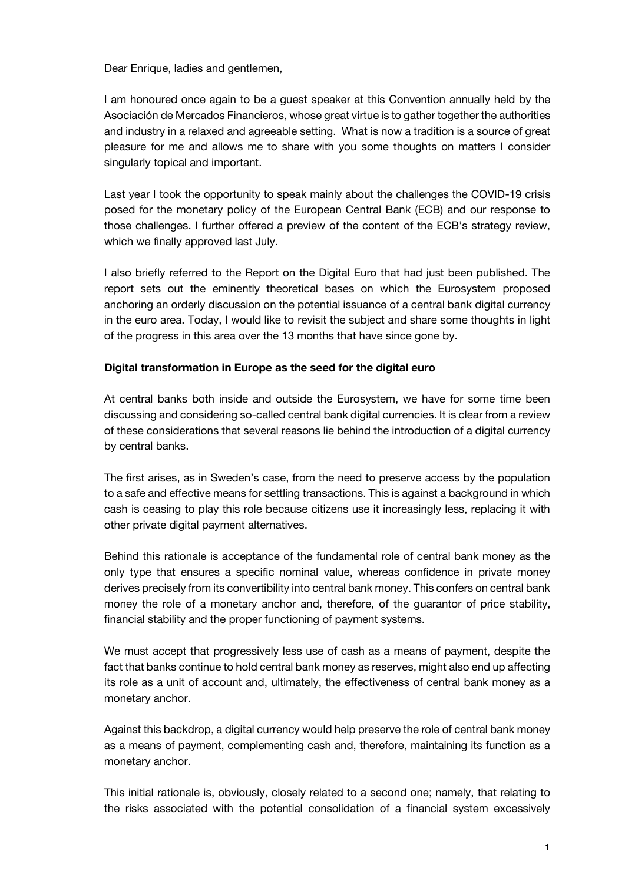Dear Enrique, ladies and gentlemen,

I am honoured once again to be a guest speaker at this Convention annually held by the Asociación de Mercados Financieros, whose great virtue is to gather together the authorities and industry in a relaxed and agreeable setting. What is now a tradition is a source of great pleasure for me and allows me to share with you some thoughts on matters I consider singularly topical and important.

Last year I took the opportunity to speak mainly about the challenges the COVID-19 crisis posed for the monetary policy of the European Central Bank (ECB) and our response to those challenges. I further offered a preview of the content of the ECB's strategy review, which we finally approved last July.

I also briefly referred to the Report on the Digital Euro that had just been published. The report sets out the eminently theoretical bases on which the Eurosystem proposed anchoring an orderly discussion on the potential issuance of a central bank digital currency in the euro area. Today, I would like to revisit the subject and share some thoughts in light of the progress in this area over the 13 months that have since gone by.

**Digital transformation in Europe as the seed for the digital euro**

At central banks both inside and outside the Eurosystem, we have for some time been discussing and considering so-called central bank digital currencies. It is clear from a review of these considerations that several reasons lie behind the introduction of a digital currency by central banks.

The first arises, as in Sweden's case, from the need to preserve access by the population to a safe and effective means for settling transactions. This is against a background in which cash is ceasing to play this role because citizens use it increasingly less, replacing it with other private digital payment alternatives.

Behind this rationale is acceptance of the fundamental role of central bank money as the only type that ensures a specific nominal value, whereas confidence in private money derives precisely from its convertibility into central bank money. This confers on central bank money the role of a monetary anchor and, therefore, of the guarantor of price stability, financial stability and the proper functioning of payment systems.

We must accept that progressively less use of cash as a means of payment, despite the fact that banks continue to hold central bank money as reserves, might also end up affecting its role as a unit of account and, ultimately, the effectiveness of central bank money as a monetary anchor.

Against this backdrop, a digital currency would help preserve the role of central bank money as a means of payment, complementing cash and, therefore, maintaining its function as a monetary anchor.

This initial rationale is, obviously, closely related to a second one; namely, that relating to the risks associated with the potential consolidation of a financial system excessively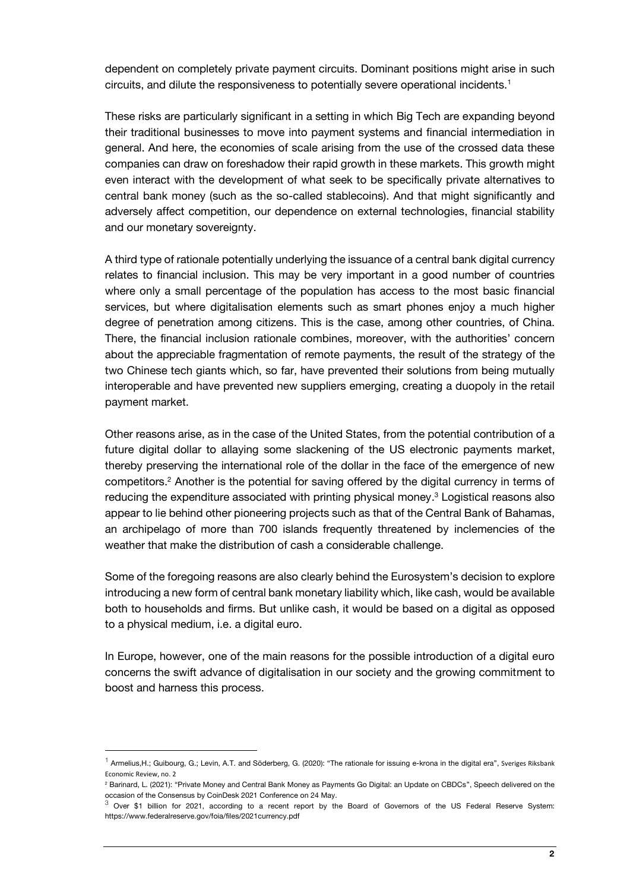dependent on completely private payment circuits. Dominant positions might arise in such circuits, and dilute the responsiveness to potentially severe operational incidents.[1]

These risks are particularly significant in a setting in which Big Tech are expanding beyond their traditional businesses to move into payment systems and financial intermediation in general. And here, the economies of scale arising from the use of the crossed data these companies can draw on foreshadow their rapid growth in these markets. This growth might even interact with the development of what seek to be specifically private alternatives to central bank money (such as the so-called stablecoins). And that might significantly and adversely affect competition, our dependence on external technologies, financial stability and our monetary sovereignty.

A third type of rationale potentially underlying the issuance of a central bank digital currency relates to financial inclusion. This may be very important in a good number of countries where only a small percentage of the population has access to the most basic financial services, but where digitalisation elements such as smart phones enjoy a much higher degree of penetration among citizens. This is the case, among other countries, of China. There, the financial inclusion rationale combines, moreover, with the authorities' concern about the appreciable fragmentation of remote payments, the result of the strategy of the two Chinese tech giants which, so far, have prevented their solutions from being mutually interoperable and have prevented new suppliers emerging, creating a duopoly in the retail payment market.

Other reasons arise, as in the case of the United States, from the potential contribution of a future digital dollar to allaying some slackening of the US electronic payments market, thereby preserving the international role of the dollar in the face of the emergence of new competitors.[2] Another is the potential for saving offered by the digital currency in terms of reducing the expenditure associated with printing physical money.[3] Logistical reasons also appear to lie behind other pioneering projects such as that of the Central Bank of Bahamas, an archipelago of more than 700 islands frequently threatened by inclemencies of the weather that make the distribution of cash a considerable challenge.

Some of the foregoing reasons are also clearly behind the Eurosystem's decision to explore introducing a new form of central bank monetary liability which, like cash, would be available both to households and firms. But unlike cash, it would be based on a digital as opposed to a physical medium, i.e. a digital euro.

In Europe, however, one of the main reasons for the possible introduction of a digital euro concerns the swift advance of digitalisation in our society and the growing commitment to boost and harness this process.

---

[1] Armelius,H.; Guibourg, G.; Levin, A.T. and Söderberg, G. (2020): "The rationale for issuing e-krona in the digital era", Sveriges Riksbank Economic Review, no. 2

[2] Barinard, L. (2021): "Private Money and Central Bank Money as Payments Go Digital: an Update on CBDCs", Speech delivered on the occasion of the Consensus by CoinDesk 2021 Conference on 24 May.

[3] Over $1 billion for 2021, according to a recent report by the Board of Governors of the US Federal Reserve System: https://www.federalreserve.gov/foia/files/2021currency.pdf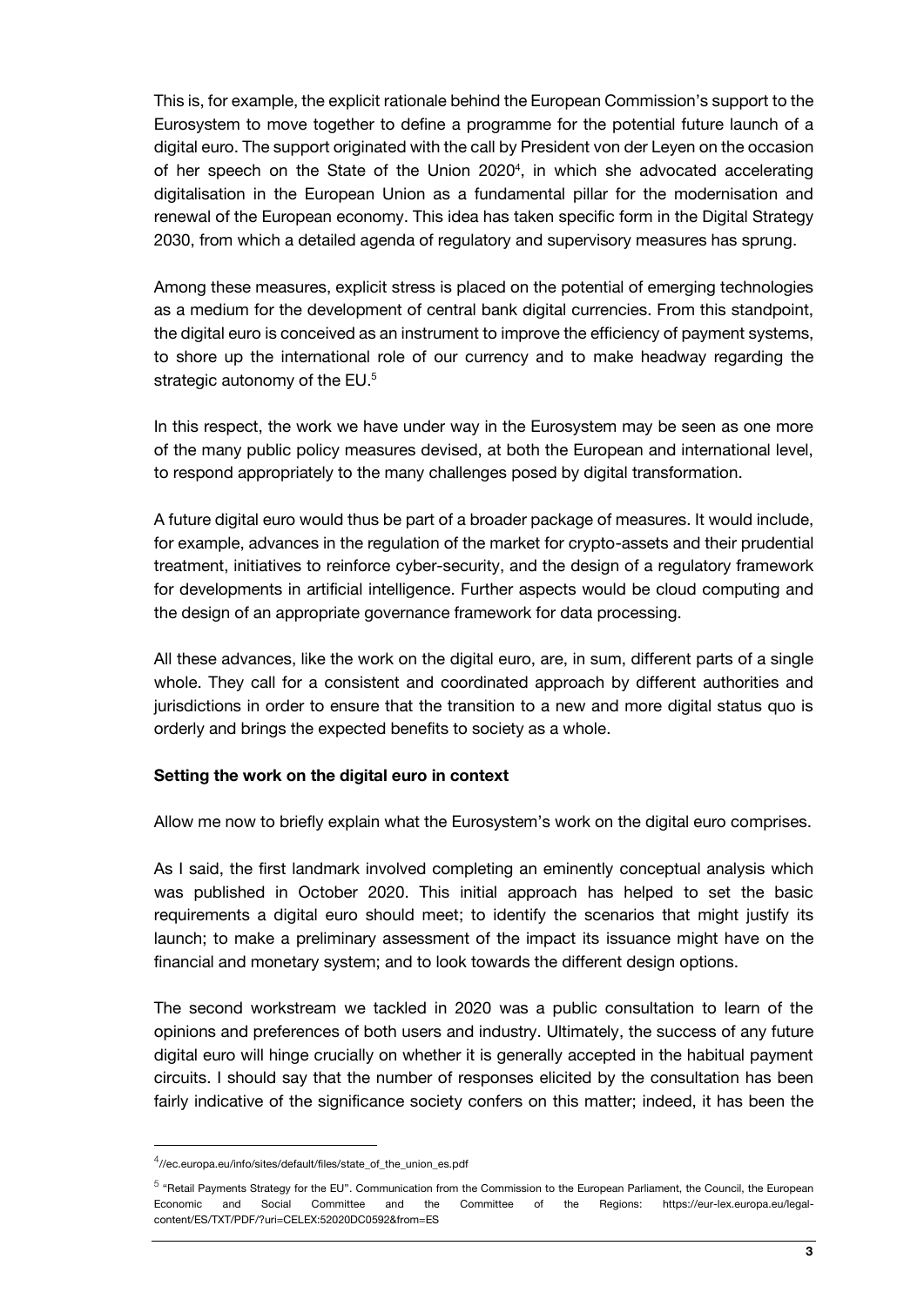This is, for example, the explicit rationale behind the European Commission's support to the Eurosystem to move together to define a programme for the potential future launch of a digital euro. The support originated with the call by President von der Leyen on the occasion of her speech on the State of the Union 2020[4], in which she advocated accelerating digitalisation in the European Union as a fundamental pillar for the modernisation and renewal of the European economy. This idea has taken specific form in the Digital Strategy 2030, from which a detailed agenda of regulatory and supervisory measures has sprung.

Among these measures, explicit stress is placed on the potential of emerging technologies as a medium for the development of central bank digital currencies. From this standpoint, the digital euro is conceived as an instrument to improve the efficiency of payment systems, to shore up the international role of our currency and to make headway regarding the strategic autonomy of the EU.[5]

In this respect, the work we have under way in the Eurosystem may be seen as one more of the many public policy measures devised, at both the European and international level, to respond appropriately to the many challenges posed by digital transformation.

A future digital euro would thus be part of a broader package of measures. It would include, for example, advances in the regulation of the market for crypto-assets and their prudential treatment, initiatives to reinforce cyber-security, and the design of a regulatory framework for developments in artificial intelligence. Further aspects would be cloud computing and the design of an appropriate governance framework for data processing.

All these advances, like the work on the digital euro, are, in sum, different parts of a single whole. They call for a consistent and coordinated approach by different authorities and jurisdictions in order to ensure that the transition to a new and more digital status quo is orderly and brings the expected benefits to society as a whole.

**Setting the work on the digital euro in context**

Allow me now to briefly explain what the Eurosystem's work on the digital euro comprises.

As I said, the first landmark involved completing an eminently conceptual analysis which was published in October 2020. This initial approach has helped to set the basic requirements a digital euro should meet; to identify the scenarios that might justify its launch; to make a preliminary assessment of the impact its issuance might have on the financial and monetary system; and to look towards the different design options.

The second workstream we tackled in 2020 was a public consultation to learn of the opinions and preferences of both users and industry. Ultimately, the success of any future digital euro will hinge crucially on whether it is generally accepted in the habitual payment circuits. I should say that the number of responses elicited by the consultation has been fairly indicative of the significance society confers on this matter; indeed, it has been the

---

[4] //ec.europa.eu/info/sites/default/files/state_of_the_union_es.pdf

[5] "Retail Payments Strategy for the EU". Communication from the Commission to the European Parliament, the Council, the European Economic and Social Committee and the Committee of the Regions: https://eur-lex.europa.eu/legal-content/ES/TXT/PDF/?uri=CELEX:52020DC0592&from=ES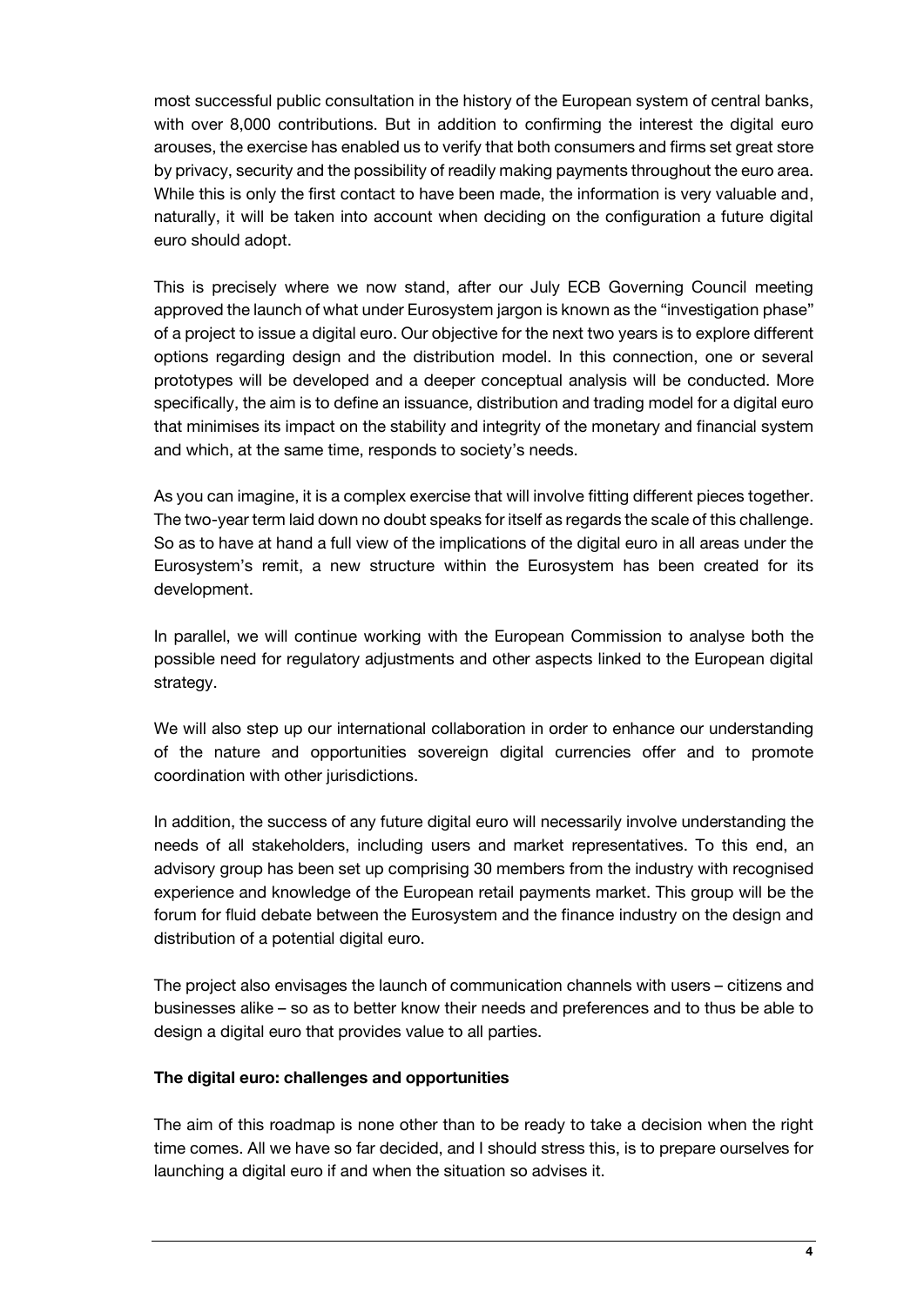most successful public consultation in the history of the European system of central banks, with over 8,000 contributions. But in addition to confirming the interest the digital euro arouses, the exercise has enabled us to verify that both consumers and firms set great store by privacy, security and the possibility of readily making payments throughout the euro area. While this is only the first contact to have been made, the information is very valuable and, naturally, it will be taken into account when deciding on the configuration a future digital euro should adopt.

This is precisely where we now stand, after our July ECB Governing Council meeting approved the launch of what under Eurosystem jargon is known as the "investigation phase" of a project to issue a digital euro. Our objective for the next two years is to explore different options regarding design and the distribution model. In this connection, one or several prototypes will be developed and a deeper conceptual analysis will be conducted. More specifically, the aim is to define an issuance, distribution and trading model for a digital euro that minimises its impact on the stability and integrity of the monetary and financial system and which, at the same time, responds to society's needs.

As you can imagine, it is a complex exercise that will involve fitting different pieces together. The two-year term laid down no doubt speaks for itself as regards the scale of this challenge. So as to have at hand a full view of the implications of the digital euro in all areas under the Eurosystem's remit, a new structure within the Eurosystem has been created for its development.

In parallel, we will continue working with the European Commission to analyse both the possible need for regulatory adjustments and other aspects linked to the European digital strategy.

We will also step up our international collaboration in order to enhance our understanding of the nature and opportunities sovereign digital currencies offer and to promote coordination with other jurisdictions.

In addition, the success of any future digital euro will necessarily involve understanding the needs of all stakeholders, including users and market representatives. To this end, an advisory group has been set up comprising 30 members from the industry with recognised experience and knowledge of the European retail payments market. This group will be the forum for fluid debate between the Eurosystem and the finance industry on the design and distribution of a potential digital euro.

The project also envisages the launch of communication channels with users – citizens and businesses alike – so as to better know their needs and preferences and to thus be able to design a digital euro that provides value to all parties.

**The digital euro: challenges and opportunities**

The aim of this roadmap is none other than to be ready to take a decision when the right time comes. All we have so far decided, and I should stress this, is to prepare ourselves for launching a digital euro if and when the situation so advises it.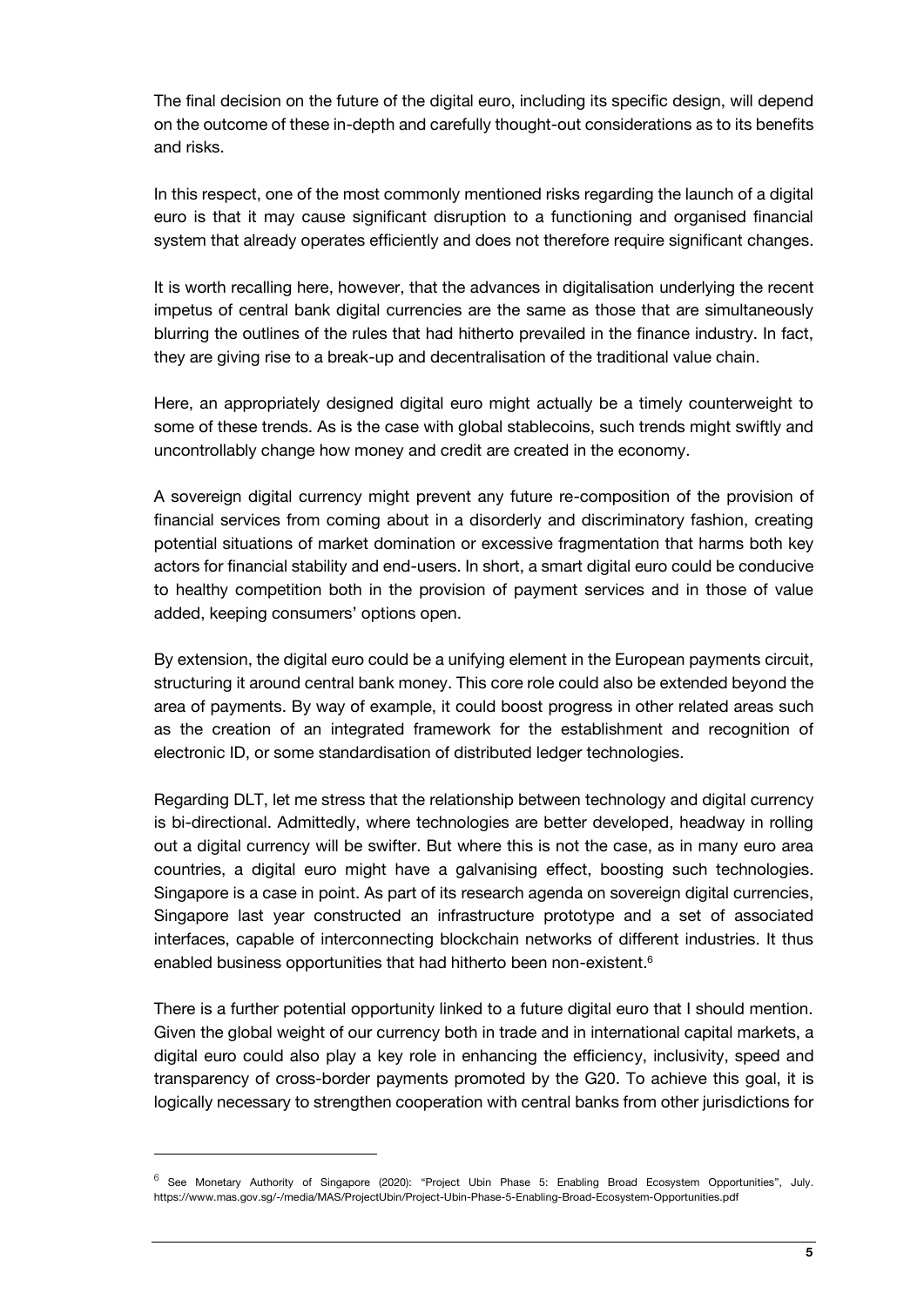The final decision on the future of the digital euro, including its specific design, will depend on the outcome of these in-depth and carefully thought-out considerations as to its benefits and risks.

In this respect, one of the most commonly mentioned risks regarding the launch of a digital euro is that it may cause significant disruption to a functioning and organised financial system that already operates efficiently and does not therefore require significant changes.

It is worth recalling here, however, that the advances in digitalisation underlying the recent impetus of central bank digital currencies are the same as those that are simultaneously blurring the outlines of the rules that had hitherto prevailed in the finance industry. In fact, they are giving rise to a break-up and decentralisation of the traditional value chain.

Here, an appropriately designed digital euro might actually be a timely counterweight to some of these trends. As is the case with global stablecoins, such trends might swiftly and uncontrollably change how money and credit are created in the economy.

A sovereign digital currency might prevent any future re-composition of the provision of financial services from coming about in a disorderly and discriminatory fashion, creating potential situations of market domination or excessive fragmentation that harms both key actors for financial stability and end-users. In short, a smart digital euro could be conducive to healthy competition both in the provision of payment services and in those of value added, keeping consumers' options open.

By extension, the digital euro could be a unifying element in the European payments circuit, structuring it around central bank money. This core role could also be extended beyond the area of payments. By way of example, it could boost progress in other related areas such as the creation of an integrated framework for the establishment and recognition of electronic ID, or some standardisation of distributed ledger technologies.

Regarding DLT, let me stress that the relationship between technology and digital currency is bi-directional. Admittedly, where technologies are better developed, headway in rolling out a digital currency will be swifter. But where this is not the case, as in many euro area countries, a digital euro might have a galvanising effect, boosting such technologies. Singapore is a case in point. As part of its research agenda on sovereign digital currencies, Singapore last year constructed an infrastructure prototype and a set of associated interfaces, capable of interconnecting blockchain networks of different industries. It thus enabled business opportunities that had hitherto been non-existent.[6]

There is a further potential opportunity linked to a future digital euro that I should mention. Given the global weight of our currency both in trade and in international capital markets, a digital euro could also play a key role in enhancing the efficiency, inclusivity, speed and transparency of cross-border payments promoted by the G20. To achieve this goal, it is logically necessary to strengthen cooperation with central banks from other jurisdictions for

---

[6] See Monetary Authority of Singapore (2020): "Project Ubin Phase 5: Enabling Broad Ecosystem Opportunities", July. https://www.mas.gov.sg/-/media/MAS/ProjectUbin/Project-Ubin-Phase-5-Enabling-Broad-Ecosystem-Opportunities.pdf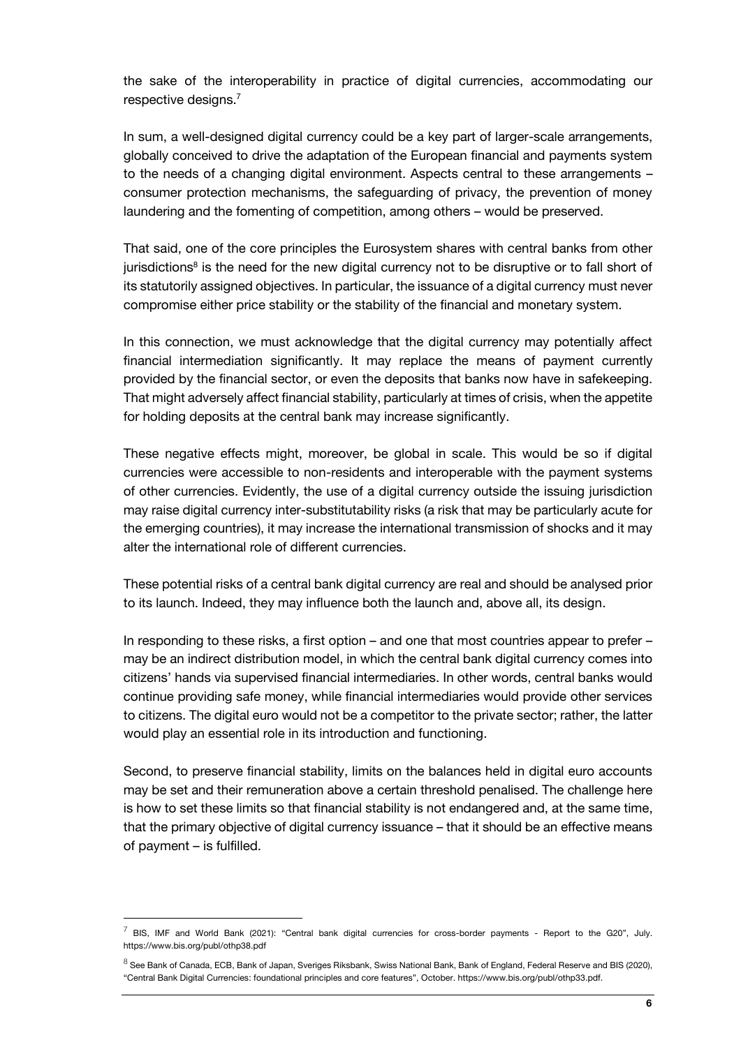the sake of the interoperability in practice of digital currencies, accommodating our respective designs.[7]

In sum, a well-designed digital currency could be a key part of larger-scale arrangements, globally conceived to drive the adaptation of the European financial and payments system to the needs of a changing digital environment. Aspects central to these arrangements – consumer protection mechanisms, the safeguarding of privacy, the prevention of money laundering and the fomenting of competition, among others – would be preserved.

That said, one of the core principles the Eurosystem shares with central banks from other jurisdictions[8] is the need for the new digital currency not to be disruptive or to fall short of its statutorily assigned objectives. In particular, the issuance of a digital currency must never compromise either price stability or the stability of the financial and monetary system.

In this connection, we must acknowledge that the digital currency may potentially affect financial intermediation significantly. It may replace the means of payment currently provided by the financial sector, or even the deposits that banks now have in safekeeping. That might adversely affect financial stability, particularly at times of crisis, when the appetite for holding deposits at the central bank may increase significantly.

These negative effects might, moreover, be global in scale. This would be so if digital currencies were accessible to non-residents and interoperable with the payment systems of other currencies. Evidently, the use of a digital currency outside the issuing jurisdiction may raise digital currency inter-substitutability risks (a risk that may be particularly acute for the emerging countries), it may increase the international transmission of shocks and it may alter the international role of different currencies.

These potential risks of a central bank digital currency are real and should be analysed prior to its launch. Indeed, they may influence both the launch and, above all, its design.

In responding to these risks, a first option – and one that most countries appear to prefer – may be an indirect distribution model, in which the central bank digital currency comes into citizens' hands via supervised financial intermediaries. In other words, central banks would continue providing safe money, while financial intermediaries would provide other services to citizens. The digital euro would not be a competitor to the private sector; rather, the latter would play an essential role in its introduction and functioning.

Second, to preserve financial stability, limits on the balances held in digital euro accounts may be set and their remuneration above a certain threshold penalised. The challenge here is how to set these limits so that financial stability is not endangered and, at the same time, that the primary objective of digital currency issuance – that it should be an effective means of payment – is fulfilled.

---

[7] BIS, IMF and World Bank (2021): "Central bank digital currencies for cross-border payments - Report to the G20", July. https://www.bis.org/publ/othp38.pdf

[8] See Bank of Canada, ECB, Bank of Japan, Sveriges Riksbank, Swiss National Bank, Bank of England, Federal Reserve and BIS (2020), "Central Bank Digital Currencies: foundational principles and core features", October. https://www.bis.org/publ/othp33.pdf.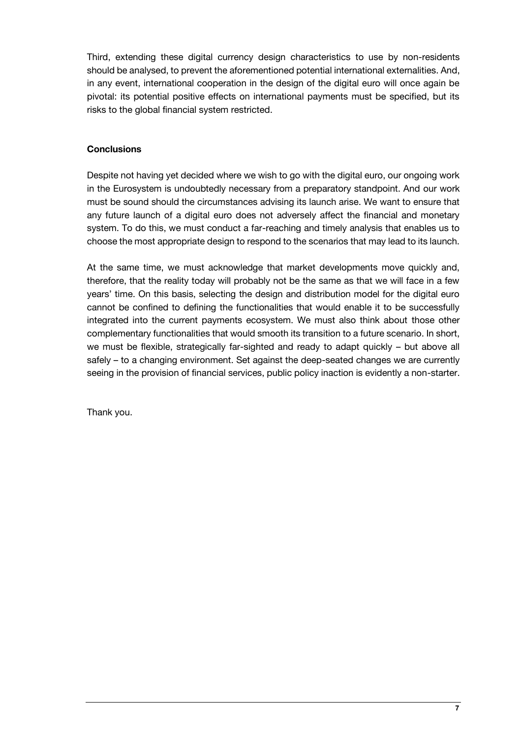Third, extending these digital currency design characteristics to use by non-residents should be analysed, to prevent the aforementioned potential international externalities. And, in any event, international cooperation in the design of the digital euro will once again be pivotal: its potential positive effects on international payments must be specified, but its risks to the global financial system restricted.

**Conclusions**

Despite not having yet decided where we wish to go with the digital euro, our ongoing work in the Eurosystem is undoubtedly necessary from a preparatory standpoint. And our work must be sound should the circumstances advising its launch arise. We want to ensure that any future launch of a digital euro does not adversely affect the financial and monetary system. To do this, we must conduct a far-reaching and timely analysis that enables us to choose the most appropriate design to respond to the scenarios that may lead to its launch.

At the same time, we must acknowledge that market developments move quickly and, therefore, that the reality today will probably not be the same as that we will face in a few years' time. On this basis, selecting the design and distribution model for the digital euro cannot be confined to defining the functionalities that would enable it to be successfully integrated into the current payments ecosystem. We must also think about those other complementary functionalities that would smooth its transition to a future scenario. In short, we must be flexible, strategically far-sighted and ready to adapt quickly – but above all safely – to a changing environment. Set against the deep-seated changes we are currently seeing in the provision of financial services, public policy inaction is evidently a non-starter.

Thank you.